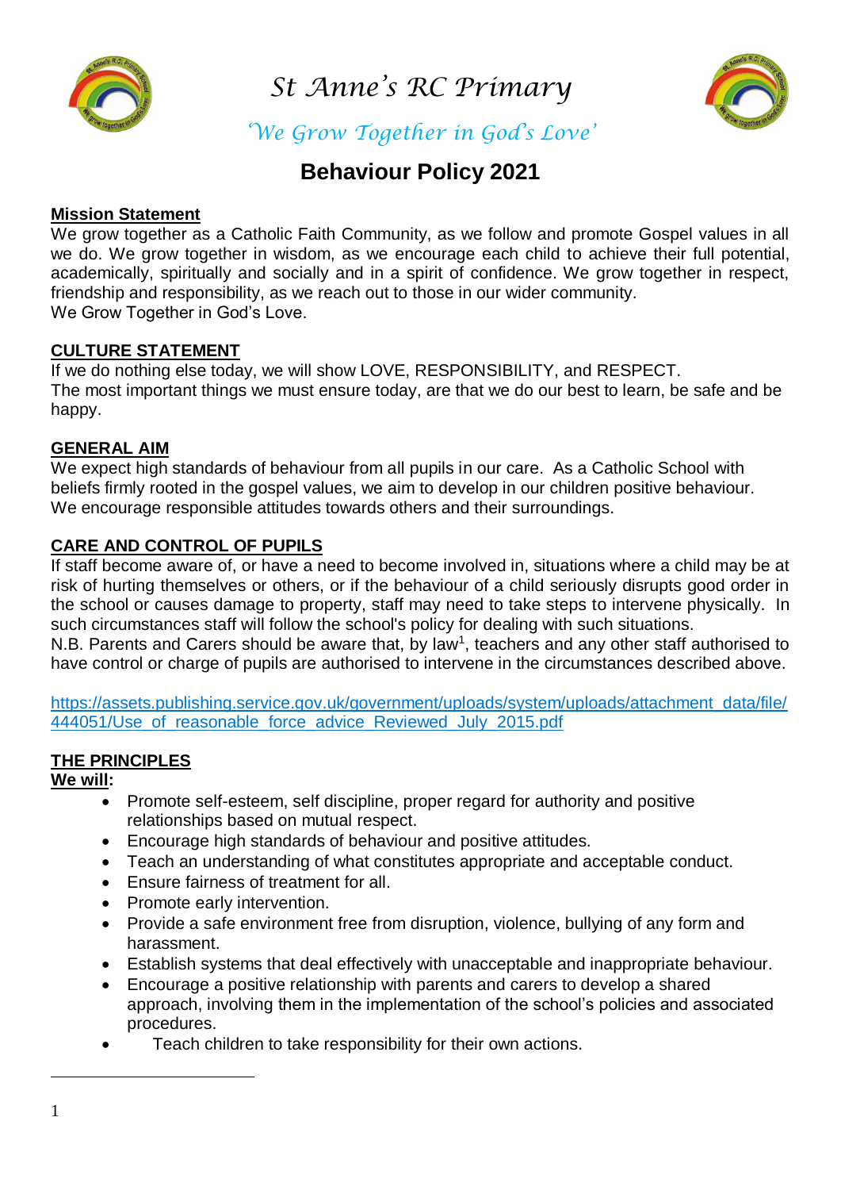# St Anne's RC Primary

*'We Grow Together in God's Love'*

## Behaviour Policy 2021

**Mission Statement**

We grow together as a Catholic Faith Community, as we follow and promote Gospel values in all we do. We grow together in wisdom, as we encourage each child to achieve their full potential, academically, spiritually and socially and in a spirit of confidence. We grow together in respect, friendship and responsibility, as we reach out to those in our wider community.
We Grow Together in God's Love.

**CULTURE STATEMENT**

If we do nothing else today, we will show LOVE, RESPONSIBILITY, and RESPECT.
The most important things we must ensure today, are that we do our best to learn, be safe and be happy.

**GENERAL AIM**

We expect high standards of behaviour from all pupils in our care. As a Catholic School with beliefs firmly rooted in the gospel values, we aim to develop in our children positive behaviour. We encourage responsible attitudes towards others and their surroundings.

**CARE AND CONTROL OF PUPILS**

If staff become aware of, or have a need to become involved in, situations where a child may be at risk of hurting themselves or others, or if the behaviour of a child seriously disrupts good order in the school or causes damage to property, staff may need to take steps to intervene physically. In such circumstances staff will follow the school's policy for dealing with such situations.
N.B. Parents and Carers should be aware that, by law[1], teachers and any other staff authorised to have control or charge of pupils are authorised to intervene in the circumstances described above.

https://assets.publishing.service.gov.uk/government/uploads/system/uploads/attachment_data/file/444051/Use_of_reasonable_force_advice_Reviewed_July_2015.pdf

**THE PRINCIPLES**

**We will:**

- Promote self-esteem, self discipline, proper regard for authority and positive relationships based on mutual respect.
- Encourage high standards of behaviour and positive attitudes.
- Teach an understanding of what constitutes appropriate and acceptable conduct.
- Ensure fairness of treatment for all.
- Promote early intervention.
- Provide a safe environment free from disruption, violence, bullying of any form and harassment.
- Establish systems that deal effectively with unacceptable and inappropriate behaviour.
- Encourage a positive relationship with parents and carers to develop a shared approach, involving them in the implementation of the school's policies and associated procedures.
- Teach children to take responsibility for their own actions.

---

[1]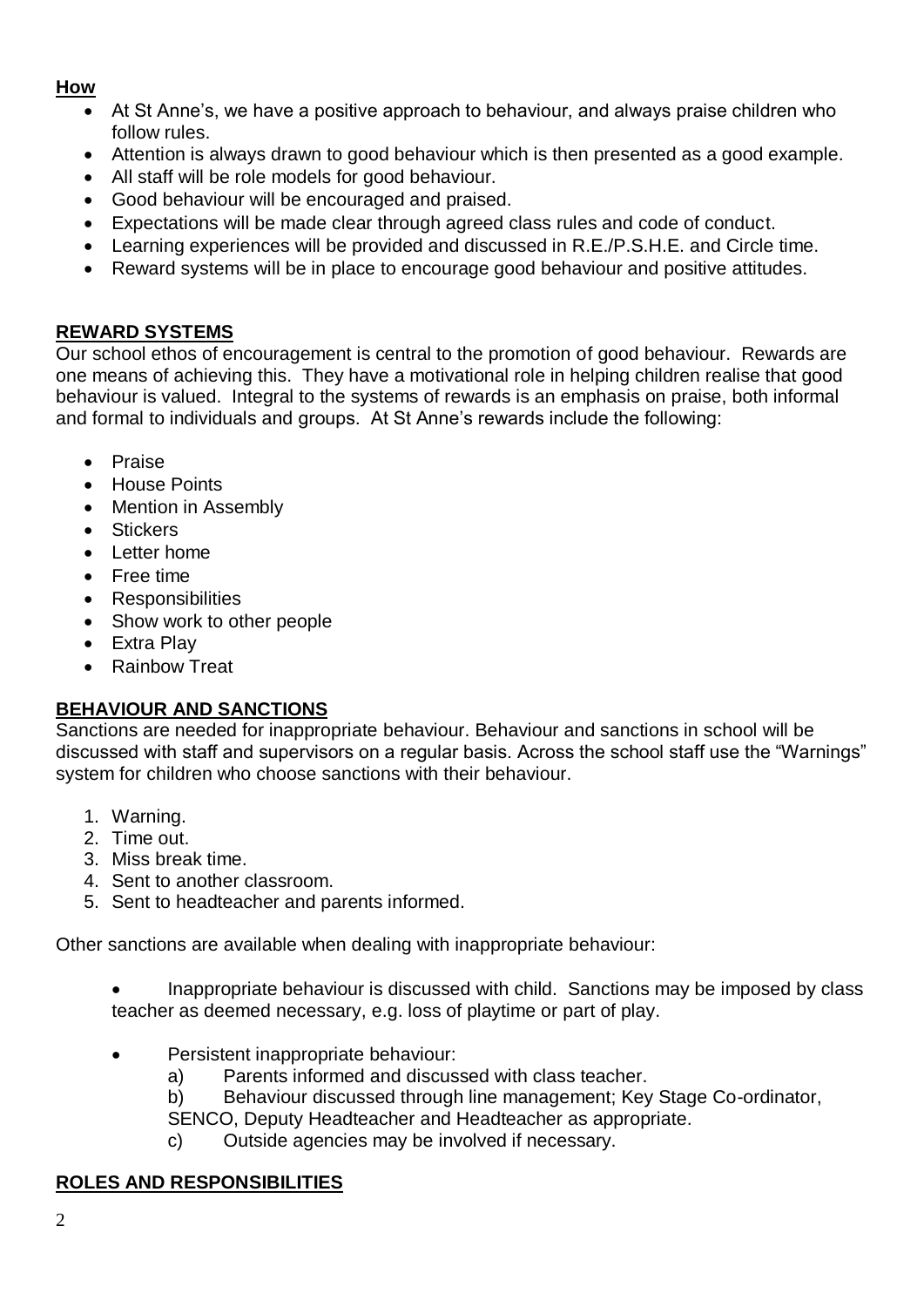**How**

- At St Anne's, we have a positive approach to behaviour, and always praise children who follow rules.
- Attention is always drawn to good behaviour which is then presented as a good example.
- All staff will be role models for good behaviour.
- Good behaviour will be encouraged and praised.
- Expectations will be made clear through agreed class rules and code of conduct.
- Learning experiences will be provided and discussed in R.E./P.S.H.E. and Circle time.
- Reward systems will be in place to encourage good behaviour and positive attitudes.

## REWARD SYSTEMS

Our school ethos of encouragement is central to the promotion of good behaviour. Rewards are one means of achieving this. They have a motivational role in helping children realise that good behaviour is valued. Integral to the systems of rewards is an emphasis on praise, both informal and formal to individuals and groups. At St Anne's rewards include the following:

- Praise
- House Points
- Mention in Assembly
- Stickers
- Letter home
- Free time
- Responsibilities
- Show work to other people
- Extra Play
- Rainbow Treat

## BEHAVIOUR AND SANCTIONS

Sanctions are needed for inappropriate behaviour. Behaviour and sanctions in school will be discussed with staff and supervisors on a regular basis. Across the school staff use the "Warnings" system for children who choose sanctions with their behaviour.

1. Warning.
2. Time out.
3. Miss break time.
4. Sent to another classroom.
5. Sent to headteacher and parents informed.

Other sanctions are available when dealing with inappropriate behaviour:

- Inappropriate behaviour is discussed with child. Sanctions may be imposed by class teacher as deemed necessary, e.g. loss of playtime or part of play.

- Persistent inappropriate behaviour:
  a) Parents informed and discussed with class teacher.
  b) Behaviour discussed through line management; Key Stage Co-ordinator, SENCO, Deputy Headteacher and Headteacher as appropriate.
  c) Outside agencies may be involved if necessary.

## ROLES AND RESPONSIBILITIES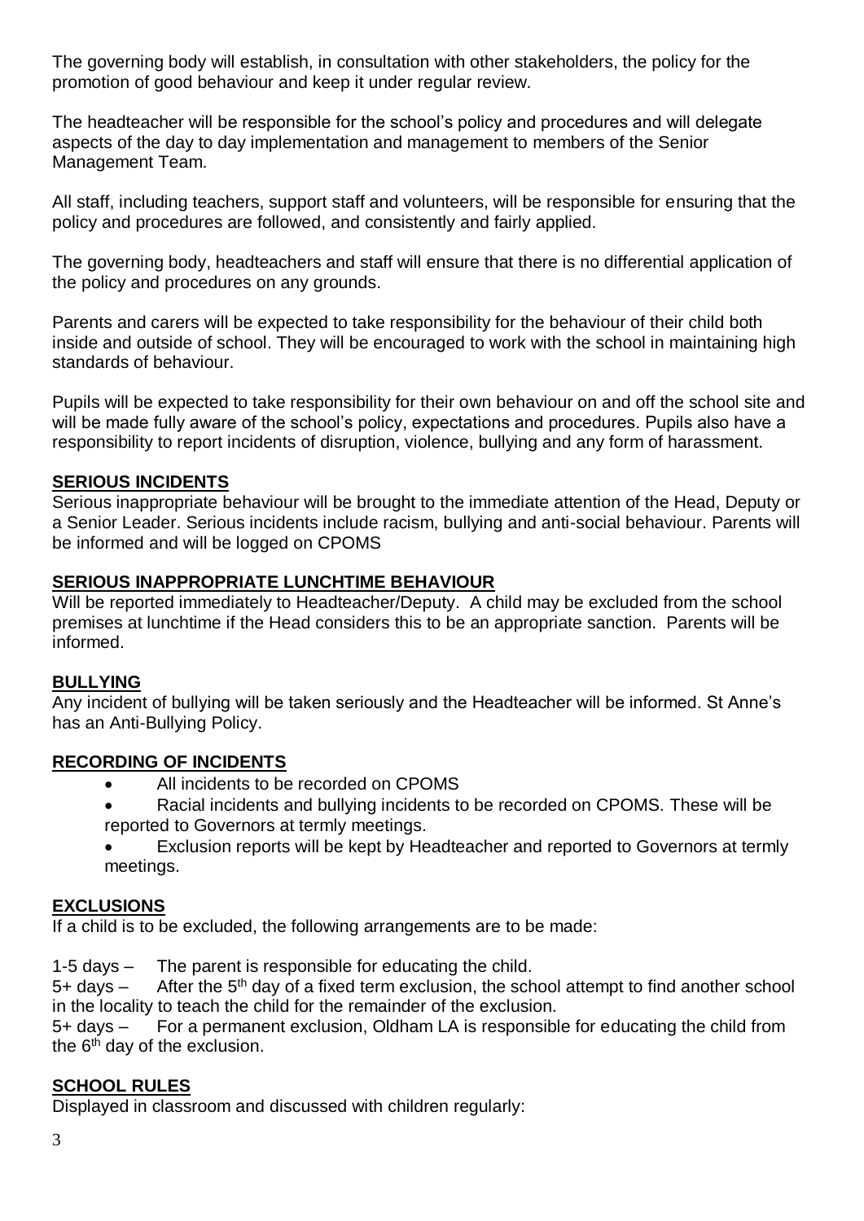The governing body will establish, in consultation with other stakeholders, the policy for the promotion of good behaviour and keep it under regular review.

The headteacher will be responsible for the school's policy and procedures and will delegate aspects of the day to day implementation and management to members of the Senior Management Team.

All staff, including teachers, support staff and volunteers, will be responsible for ensuring that the policy and procedures are followed, and consistently and fairly applied.

The governing body, headteachers and staff will ensure that there is no differential application of the policy and procedures on any grounds.

Parents and carers will be expected to take responsibility for the behaviour of their child both inside and outside of school. They will be encouraged to work with the school in maintaining high standards of behaviour.

Pupils will be expected to take responsibility for their own behaviour on and off the school site and will be made fully aware of the school's policy, expectations and procedures. Pupils also have a responsibility to report incidents of disruption, violence, bullying and any form of harassment.

## SERIOUS INCIDENTS

Serious inappropriate behaviour will be brought to the immediate attention of the Head, Deputy or a Senior Leader. Serious incidents include racism, bullying and anti-social behaviour. Parents will be informed and will be logged on CPOMS

## SERIOUS INAPPROPRIATE LUNCHTIME BEHAVIOUR

Will be reported immediately to Headteacher/Deputy. A child may be excluded from the school premises at lunchtime if the Head considers this to be an appropriate sanction. Parents will be informed.

## BULLYING

Any incident of bullying will be taken seriously and the Headteacher will be informed. St Anne's has an Anti-Bullying Policy.

## RECORDING OF INCIDENTS

- All incidents to be recorded on CPOMS
- Racial incidents and bullying incidents to be recorded on CPOMS. These will be reported to Governors at termly meetings.
- Exclusion reports will be kept by Headteacher and reported to Governors at termly meetings.

## EXCLUSIONS

If a child is to be excluded, the following arrangements are to be made:

1-5 days – The parent is responsible for educating the child.
5+ days – After the 5th day of a fixed term exclusion, the school attempt to find another school in the locality to teach the child for the remainder of the exclusion.
5+ days – For a permanent exclusion, Oldham LA is responsible for educating the child from the 6th day of the exclusion.

## SCHOOL RULES

Displayed in classroom and discussed with children regularly: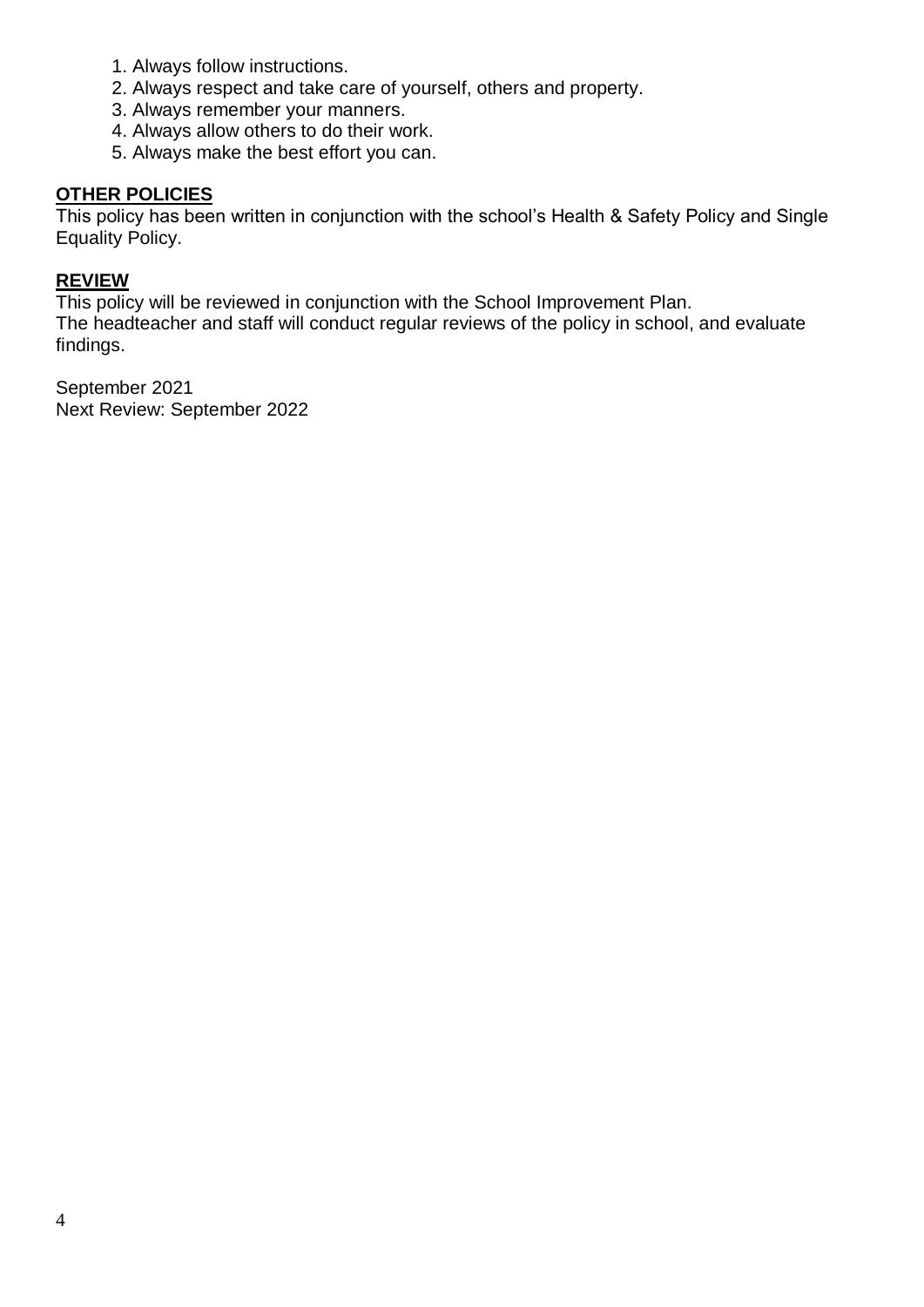1. Always follow instructions.
2. Always respect and take care of yourself, others and property.
3. Always remember your manners.
4. Always allow others to do their work.
5. Always make the best effort you can.

## OTHER POLICIES

This policy has been written in conjunction with the school's Health & Safety Policy and Single Equality Policy.

## REVIEW

This policy will be reviewed in conjunction with the School Improvement Plan.
The headteacher and staff will conduct regular reviews of the policy in school, and evaluate findings.

September 2021
Next Review: September 2022